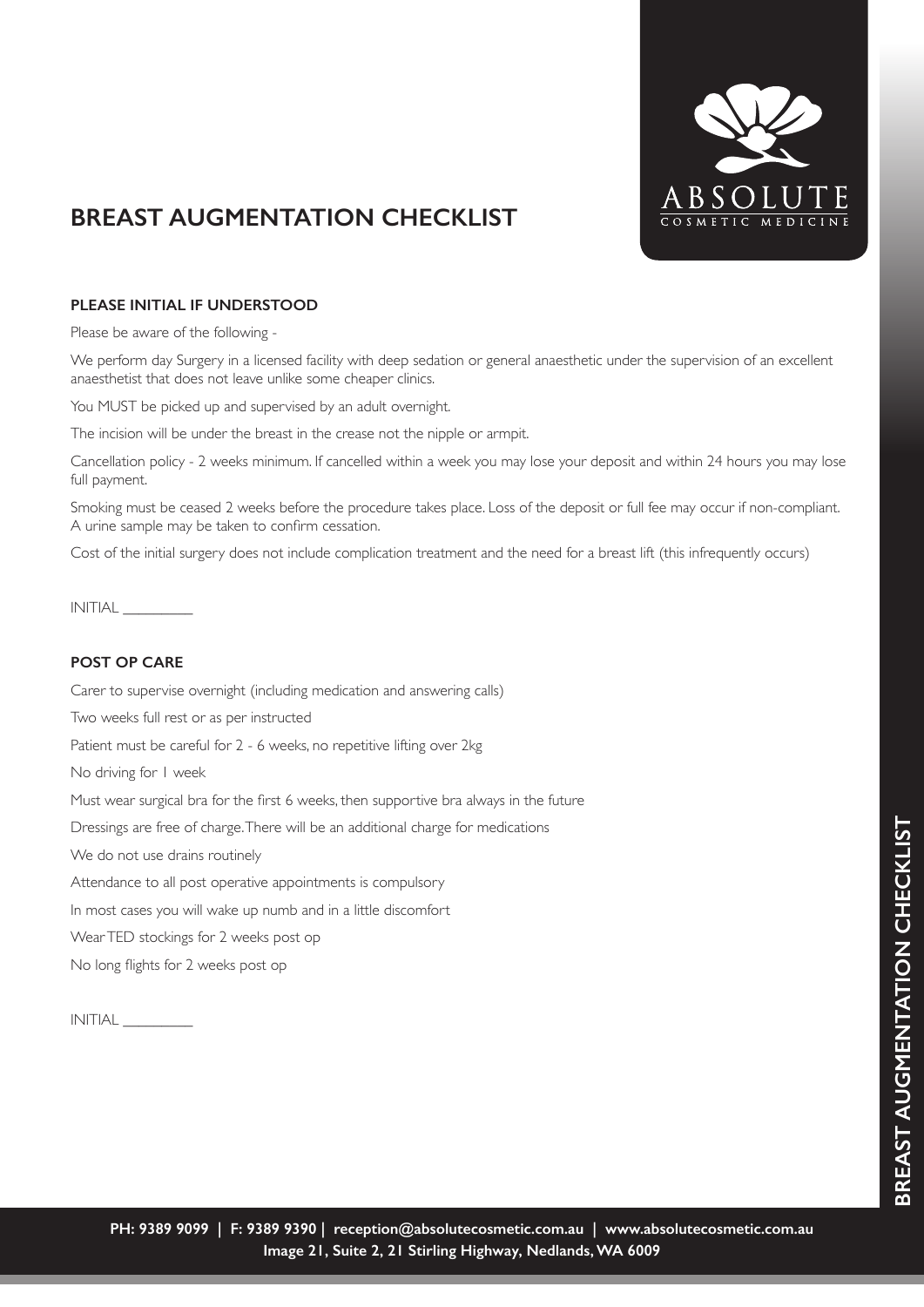# BREAST AUGMENTATION CHECKLIST

**PLEASE INITIAL IF UNDERSTOOD**

Please be aware of the following -

We perform day Surgery in a licensed facility with deep sedation or general anaesthetic under the supervision of an excellent anaesthetist that does not leave unlike some cheaper clinics.

You MUST be picked up and supervised by an adult overnight.

The incision will be under the breast in the crease not the nipple or armpit.

Cancellation policy - 2 weeks minimum. If cancelled within a week you may lose your deposit and within 24 hours you may lose full payment.

Smoking must be ceased 2 weeks before the procedure takes place. Loss of the deposit or full fee may occur if non-compliant. A urine sample may be taken to confirm cessation.

Cost of the initial surgery does not include complication treatment and the need for a breast lift (this infrequently occurs)

INITIAL _________

**POST OP CARE**

Carer to supervise overnight (including medication and answering calls)

Two weeks full rest or as per instructed

Patient must be careful for 2 - 6 weeks, no repetitive lifting over 2kg

No driving for 1 week

Must wear surgical bra for the first 6 weeks, then supportive bra always in the future

Dressings are free of charge. There will be an additional charge for medications

We do not use drains routinely

Attendance to all post operative appointments is compulsory

In most cases you will wake up numb and in a little discomfort

Wear TED stockings for 2 weeks post op

No long flights for 2 weeks post op

INITIAL _________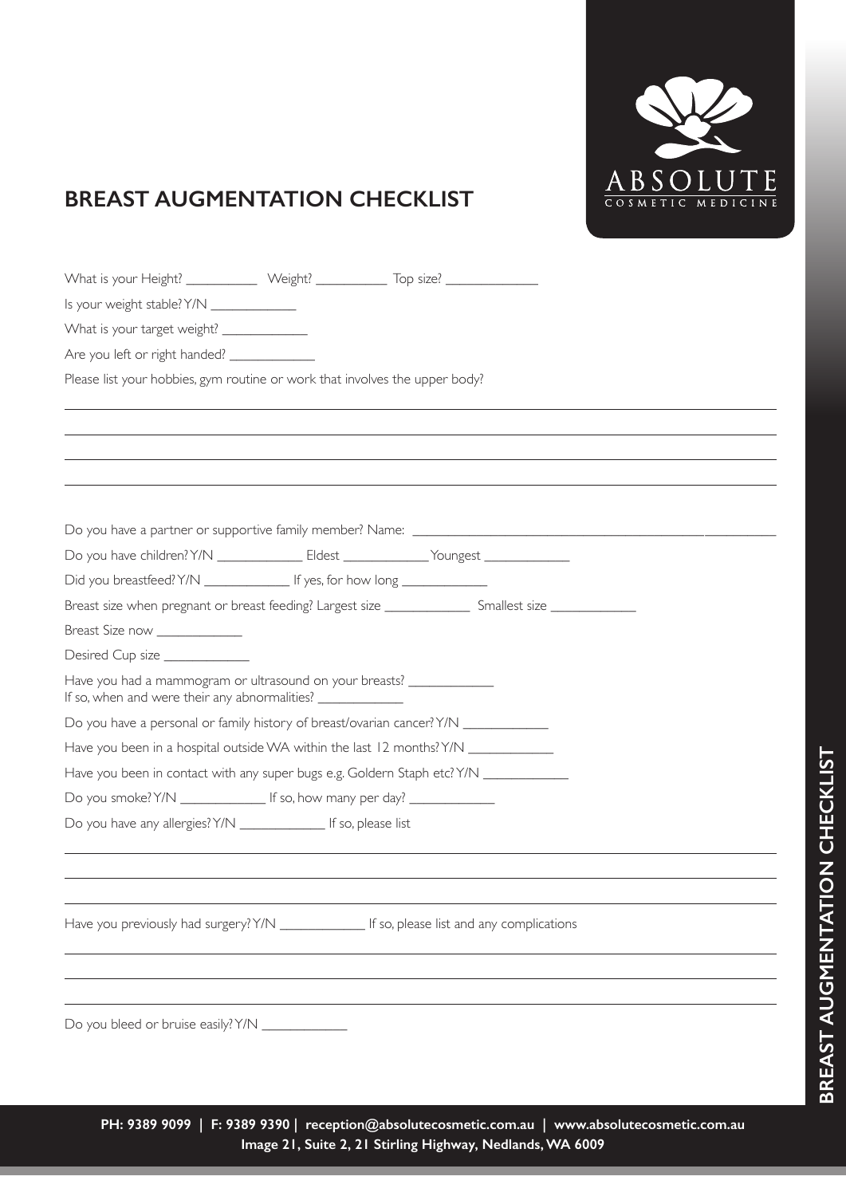# BREAST AUGMENTATION CHECKLIST

ABSOLUTE
COSMETIC MEDICINE

What is your Height? __________ Weight? __________ Top size? _____________

Is your weight stable? Y/N ____________

What is your target weight? ____________

Are you left or right handed? ____________

Please list your hobbies, gym routine or work that involves the upper body?

_______________________________________________________________________________

_______________________________________________________________________________

_______________________________________________________________________________

_______________________________________________________________________________

Do you have a partner or supportive family member? Name: ______________________________________________

Do you have children? Y/N ____________ Eldest ____________ Youngest ____________

Did you breastfeed? Y/N ____________ If yes, for how long ____________

Breast size when pregnant or breast feeding? Largest size ____________ Smallest size ____________

Breast Size now ____________

Desired Cup size ____________

Have you had a mammogram or ultrasound on your breasts? ____________
If so, when and were their any abnormalities? ____________

Do you have a personal or family history of breast/ovarian cancer? Y/N ____________

Have you been in a hospital outside WA within the last 12 months? Y/N ____________

Have you been in contact with any super bugs e.g. Goldern Staph etc? Y/N ____________

Do you smoke? Y/N ____________ If so, how many per day? ____________

Do you have any allergies? Y/N ____________ If so, please list

_______________________________________________________________________________

_______________________________________________________________________________

_______________________________________________________________________________

Have you previously had surgery? Y/N ____________ If so, please list and any complications

_______________________________________________________________________________

_______________________________________________________________________________

_______________________________________________________________________________

Do you bleed or bruise easily? Y/N ____________

**PH: 9389 9099 | F: 9389 9390 | reception@absolutecosmetic.com.au | www.absolutecosmetic.com.au**
**Image 21, Suite 2, 21 Stirling Highway, Nedlands, WA 6009**